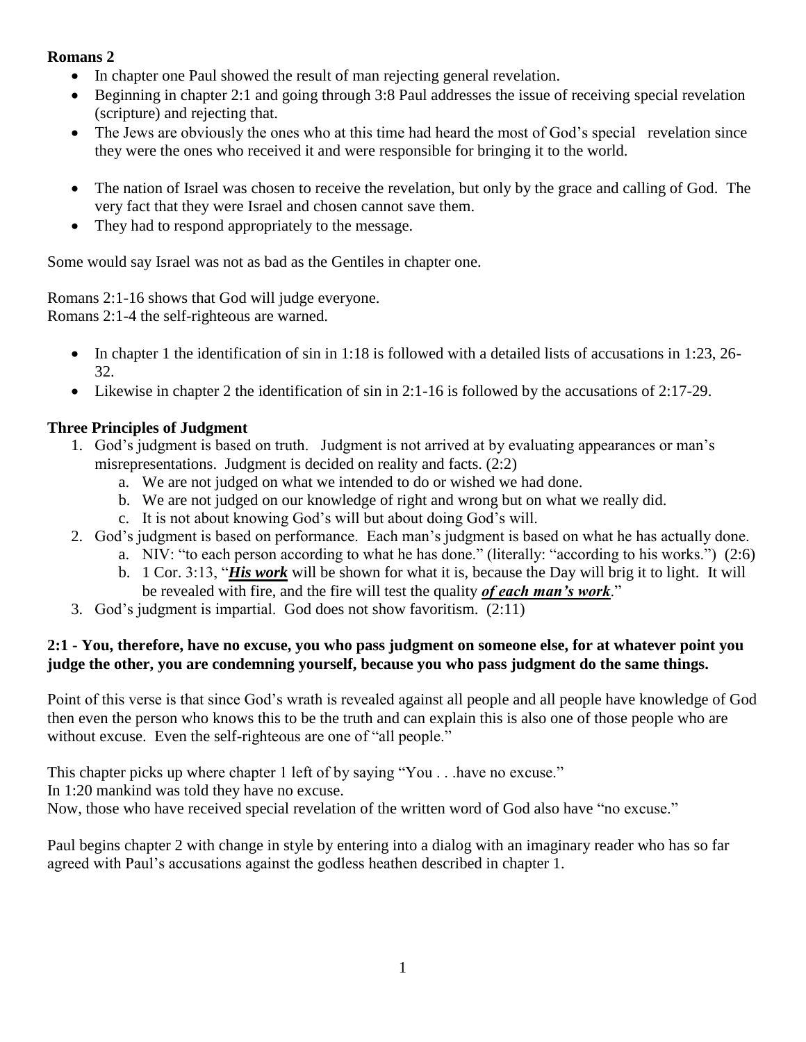**Romans 2**

- In chapter one Paul showed the result of man rejecting general revelation.
- Beginning in chapter 2:1 and going through 3:8 Paul addresses the issue of receiving special revelation (scripture) and rejecting that.
- The Jews are obviously the ones who at this time had heard the most of God's special revelation since they were the ones who received it and were responsible for bringing it to the world.

- The nation of Israel was chosen to receive the revelation, but only by the grace and calling of God. The very fact that they were Israel and chosen cannot save them.
- They had to respond appropriately to the message.

Some would say Israel was not as bad as the Gentiles in chapter one.

Romans 2:1-16 shows that God will judge everyone.
Romans 2:1-4 the self-righteous are warned.

- In chapter 1 the identification of sin in 1:18 is followed with a detailed lists of accusations in 1:23, 26-32.
- Likewise in chapter 2 the identification of sin in 2:1-16 is followed by the accusations of 2:17-29.

**Three Principles of Judgment**

1. God's judgment is based on truth. Judgment is not arrived at by evaluating appearances or man's misrepresentations. Judgment is decided on reality and facts. (2:2)
   a. We are not judged on what we intended to do or wished we had done.
   b. We are not judged on our knowledge of right and wrong but on what we really did.
   c. It is not about knowing God's will but about doing God's will.
2. God's judgment is based on performance. Each man's judgment is based on what he has actually done.
   a. NIV: "to each person according to what he has done." (literally: "according to his works.") (2:6)
   b. 1 Cor. 3:13, "***<u>His work</u>*** will be shown for what it is, because the Day will brig it to light. It will be revealed with fire, and the fire will test the quality ***<u>of each man's work</u>***."
3. God's judgment is impartial. God does not show favoritism. (2:11)

**2:1 - You, therefore, have no excuse, you who pass judgment on someone else, for at whatever point you judge the other, you are condemning yourself, because you who pass judgment do the same things.**

Point of this verse is that since God's wrath is revealed against all people and all people have knowledge of God then even the person who knows this to be the truth and can explain this is also one of those people who are without excuse. Even the self-righteous are one of "all people."

This chapter picks up where chapter 1 left of by saying "You . . .have no excuse."
In 1:20 mankind was told they have no excuse.
Now, those who have received special revelation of the written word of God also have "no excuse."

Paul begins chapter 2 with change in style by entering into a dialog with an imaginary reader who has so far agreed with Paul's accusations against the godless heathen described in chapter 1.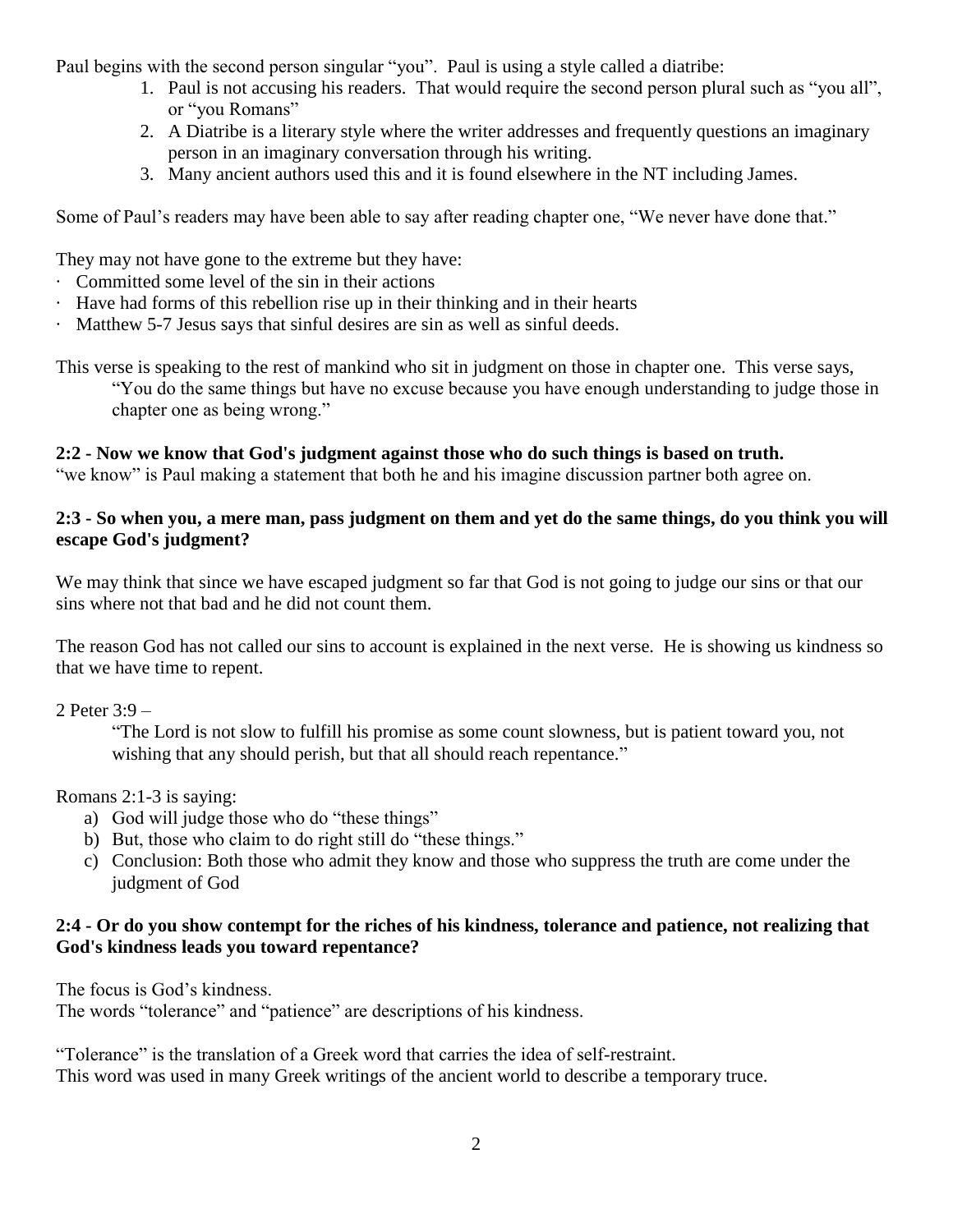Paul begins with the second person singular “you”. Paul is using a style called a diatribe:

1. Paul is not accusing his readers. That would require the second person plural such as “you all”, or “you Romans”
2. A Diatribe is a literary style where the writer addresses and frequently questions an imaginary person in an imaginary conversation through his writing.
3. Many ancient authors used this and it is found elsewhere in the NT including James.

Some of Paul’s readers may have been able to say after reading chapter one, “We never have done that.”

They may not have gone to the extreme but they have:

- Committed some level of the sin in their actions
- Have had forms of this rebellion rise up in their thinking and in their hearts
- Matthew 5-7 Jesus says that sinful desires are sin as well as sinful deeds.

This verse is speaking to the rest of mankind who sit in judgment on those in chapter one. This verse says,

> “You do the same things but have no excuse because you have enough understanding to judge those in chapter one as being wrong.”

**2:2 - Now we know that God's judgment against those who do such things is based on truth.**

“we know” is Paul making a statement that both he and his imagine discussion partner both agree on.

**2:3 - So when you, a mere man, pass judgment on them and yet do the same things, do you think you will escape God's judgment?**

We may think that since we have escaped judgment so far that God is not going to judge our sins or that our sins where not that bad and he did not count them.

The reason God has not called our sins to account is explained in the next verse. He is showing us kindness so that we have time to repent.

2 Peter 3:9 –

> “The Lord is not slow to fulfill his promise as some count slowness, but is patient toward you, not wishing that any should perish, but that all should reach repentance.”

Romans 2:1-3 is saying:

a) God will judge those who do “these things”
b) But, those who claim to do right still do “these things.”
c) Conclusion: Both those who admit they know and those who suppress the truth are come under the judgment of God

**2:4 - Or do you show contempt for the riches of his kindness, tolerance and patience, not realizing that God's kindness leads you toward repentance?**

The focus is God’s kindness.
The words “tolerance” and “patience” are descriptions of his kindness.

“Tolerance” is the translation of a Greek word that carries the idea of self-restraint.
This word was used in many Greek writings of the ancient world to describe a temporary truce.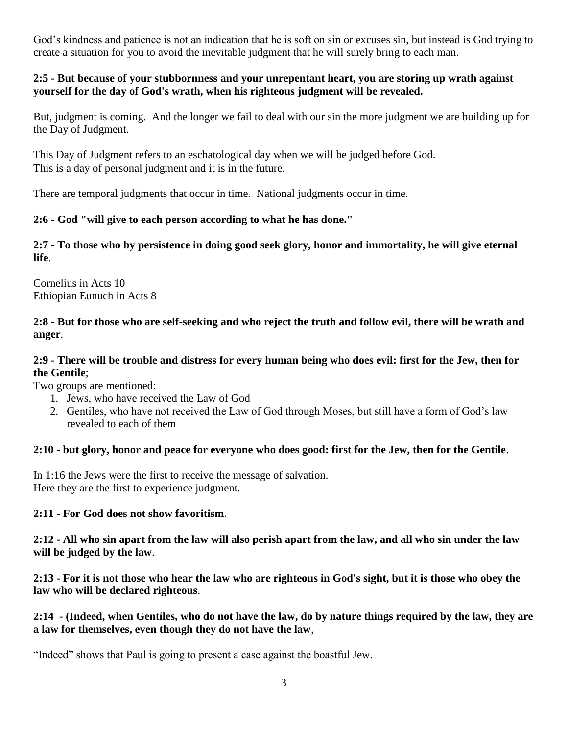God's kindness and patience is not an indication that he is soft on sin or excuses sin, but instead is God trying to create a situation for you to avoid the inevitable judgment that he will surely bring to each man.

**2:5 - But because of your stubbornness and your unrepentant heart, you are storing up wrath against yourself for the day of God's wrath, when his righteous judgment will be revealed.**

But, judgment is coming. And the longer we fail to deal with our sin the more judgment we are building up for the Day of Judgment.

This Day of Judgment refers to an eschatological day when we will be judged before God.
This is a day of personal judgment and it is in the future.

There are temporal judgments that occur in time. National judgments occur in time.

**2:6 - God "will give to each person according to what he has done."**

**2:7 - To those who by persistence in doing good seek glory, honor and immortality, he will give eternal life**.

Cornelius in Acts 10
Ethiopian Eunuch in Acts 8

**2:8 - But for those who are self-seeking and who reject the truth and follow evil, there will be wrath and anger**.

**2:9 - There will be trouble and distress for every human being who does evil: first for the Jew, then for the Gentile**;
Two groups are mentioned:

1. Jews, who have received the Law of God
2. Gentiles, who have not received the Law of God through Moses, but still have a form of God's law revealed to each of them

**2:10 - but glory, honor and peace for everyone who does good: first for the Jew, then for the Gentile**.

In 1:16 the Jews were the first to receive the message of salvation.
Here they are the first to experience judgment.

**2:11 - For God does not show favoritism**.

**2:12 - All who sin apart from the law will also perish apart from the law, and all who sin under the law will be judged by the law**.

**2:13 - For it is not those who hear the law who are righteous in God's sight, but it is those who obey the law who will be declared righteous**.

**2:14 - (Indeed, when Gentiles, who do not have the law, do by nature things required by the law, they are a law for themselves, even though they do not have the law**,

"Indeed" shows that Paul is going to present a case against the boastful Jew.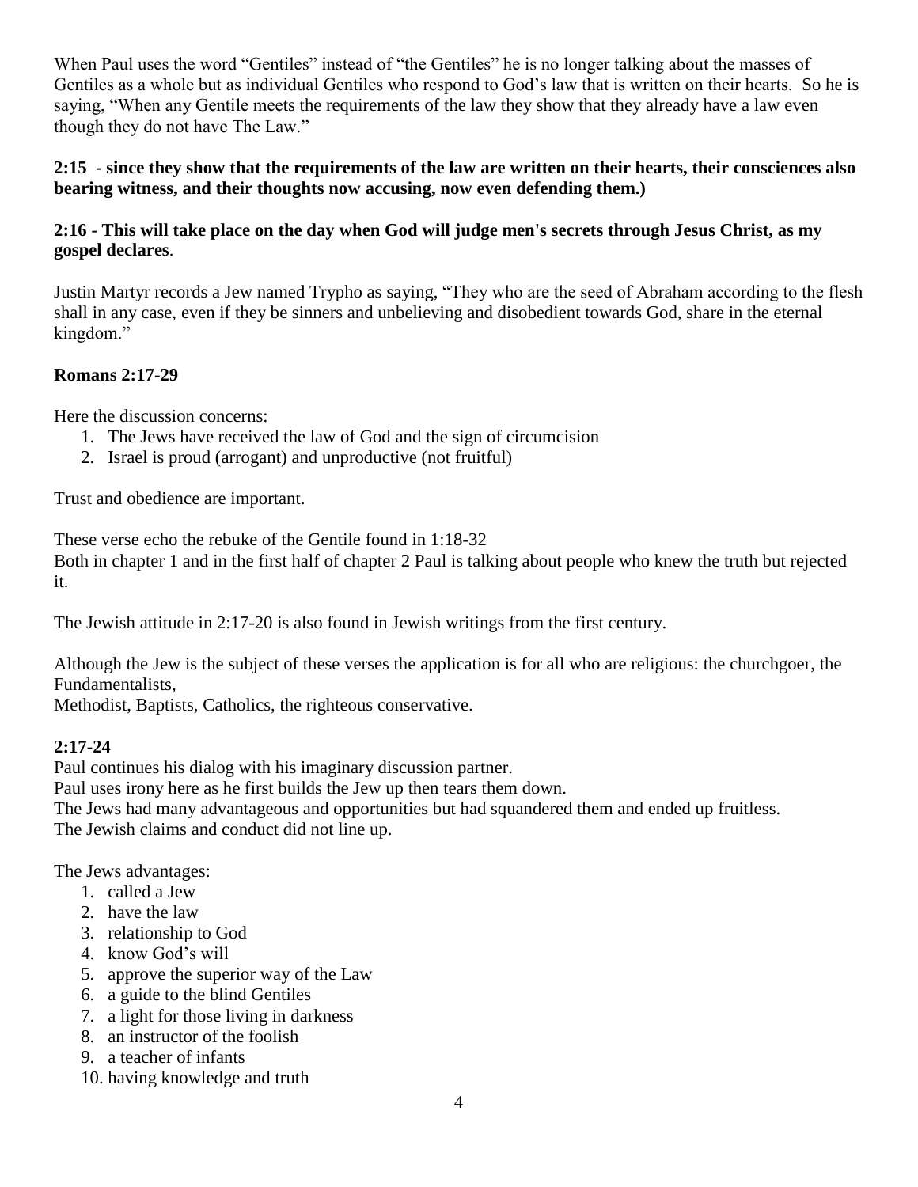When Paul uses the word "Gentiles" instead of "the Gentiles" he is no longer talking about the masses of Gentiles as a whole but as individual Gentiles who respond to God's law that is written on their hearts. So he is saying, "When any Gentile meets the requirements of the law they show that they already have a law even though they do not have The Law."

**2:15 - since they show that the requirements of the law are written on their hearts, their consciences also bearing witness, and their thoughts now accusing, now even defending them.)**

**2:16 - This will take place on the day when God will judge men's secrets through Jesus Christ, as my gospel declares**.

Justin Martyr records a Jew named Trypho as saying, "They who are the seed of Abraham according to the flesh shall in any case, even if they be sinners and unbelieving and disobedient towards God, share in the eternal kingdom."

**Romans 2:17-29**

Here the discussion concerns:

1. The Jews have received the law of God and the sign of circumcision
2. Israel is proud (arrogant) and unproductive (not fruitful)

Trust and obedience are important.

These verse echo the rebuke of the Gentile found in 1:18-32
Both in chapter 1 and in the first half of chapter 2 Paul is talking about people who knew the truth but rejected it.

The Jewish attitude in 2:17-20 is also found in Jewish writings from the first century.

Although the Jew is the subject of these verses the application is for all who are religious: the churchgoer, the Fundamentalists,
Methodist, Baptists, Catholics, the righteous conservative.

**2:17-24**
Paul continues his dialog with his imaginary discussion partner.
Paul uses irony here as he first builds the Jew up then tears them down.
The Jews had many advantageous and opportunities but had squandered them and ended up fruitless.
The Jewish claims and conduct did not line up.

The Jews advantages:

1. called a Jew
2. have the law
3. relationship to God
4. know God's will
5. approve the superior way of the Law
6. a guide to the blind Gentiles
7. a light for those living in darkness
8. an instructor of the foolish
9. a teacher of infants
10. having knowledge and truth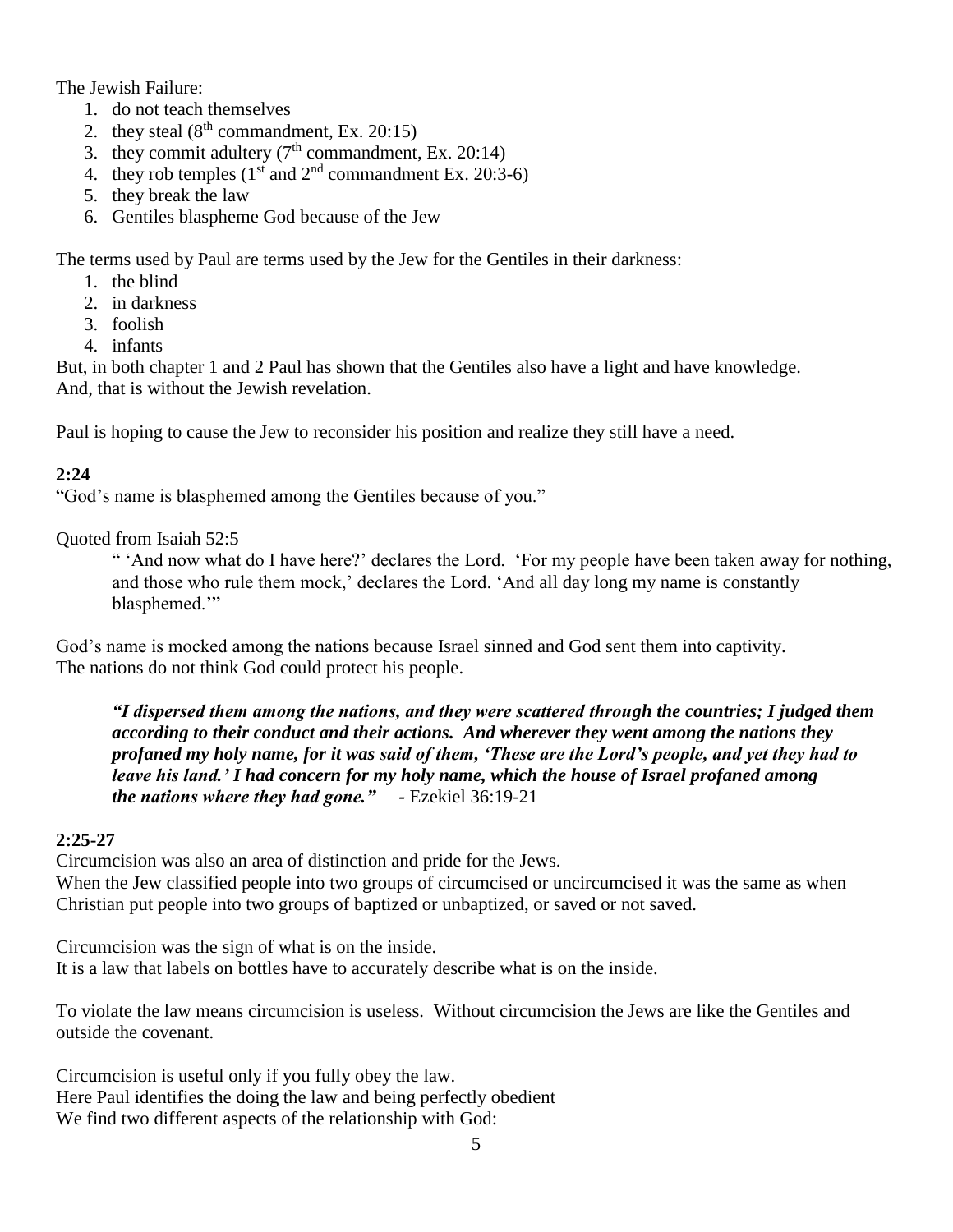The Jewish Failure:

1. do not teach themselves
2. they steal (8th commandment, Ex. 20:15)
3. they commit adultery (7th commandment, Ex. 20:14)
4. they rob temples (1st and 2nd commandment Ex. 20:3-6)
5. they break the law
6. Gentiles blaspheme God because of the Jew

The terms used by Paul are terms used by the Jew for the Gentiles in their darkness:

1. the blind
2. in darkness
3. foolish
4. infants

But, in both chapter 1 and 2 Paul has shown that the Gentiles also have a light and have knowledge.
And, that is without the Jewish revelation.

Paul is hoping to cause the Jew to reconsider his position and realize they still have a need.

**2:24**

"God's name is blasphemed among the Gentiles because of you."

Quoted from Isaiah 52:5 –

> " 'And now what do I have here?' declares the Lord. 'For my people have been taken away for nothing, and those who rule them mock,' declares the Lord. 'And all day long my name is constantly blasphemed.'"

God's name is mocked among the nations because Israel sinned and God sent them into captivity.
The nations do not think God could protect his people.

> ***"I dispersed them among the nations, and they were scattered through the countries; I judged them according to their conduct and their actions. And wherever they went among the nations they profaned my holy name, for it was said of them, 'These are the Lord's people, and yet they had to leave his land.' I had concern for my holy name, which the house of Israel profaned among the nations where they had gone."*** - Ezekiel 36:19-21

**2:25-27**

Circumcision was also an area of distinction and pride for the Jews.
When the Jew classified people into two groups of circumcised or uncircumcised it was the same as when Christian put people into two groups of baptized or unbaptized, or saved or not saved.

Circumcision was the sign of what is on the inside.
It is a law that labels on bottles have to accurately describe what is on the inside.

To violate the law means circumcision is useless. Without circumcision the Jews are like the Gentiles and outside the covenant.

Circumcision is useful only if you fully obey the law.
Here Paul identifies the doing the law and being perfectly obedient
We find two different aspects of the relationship with God: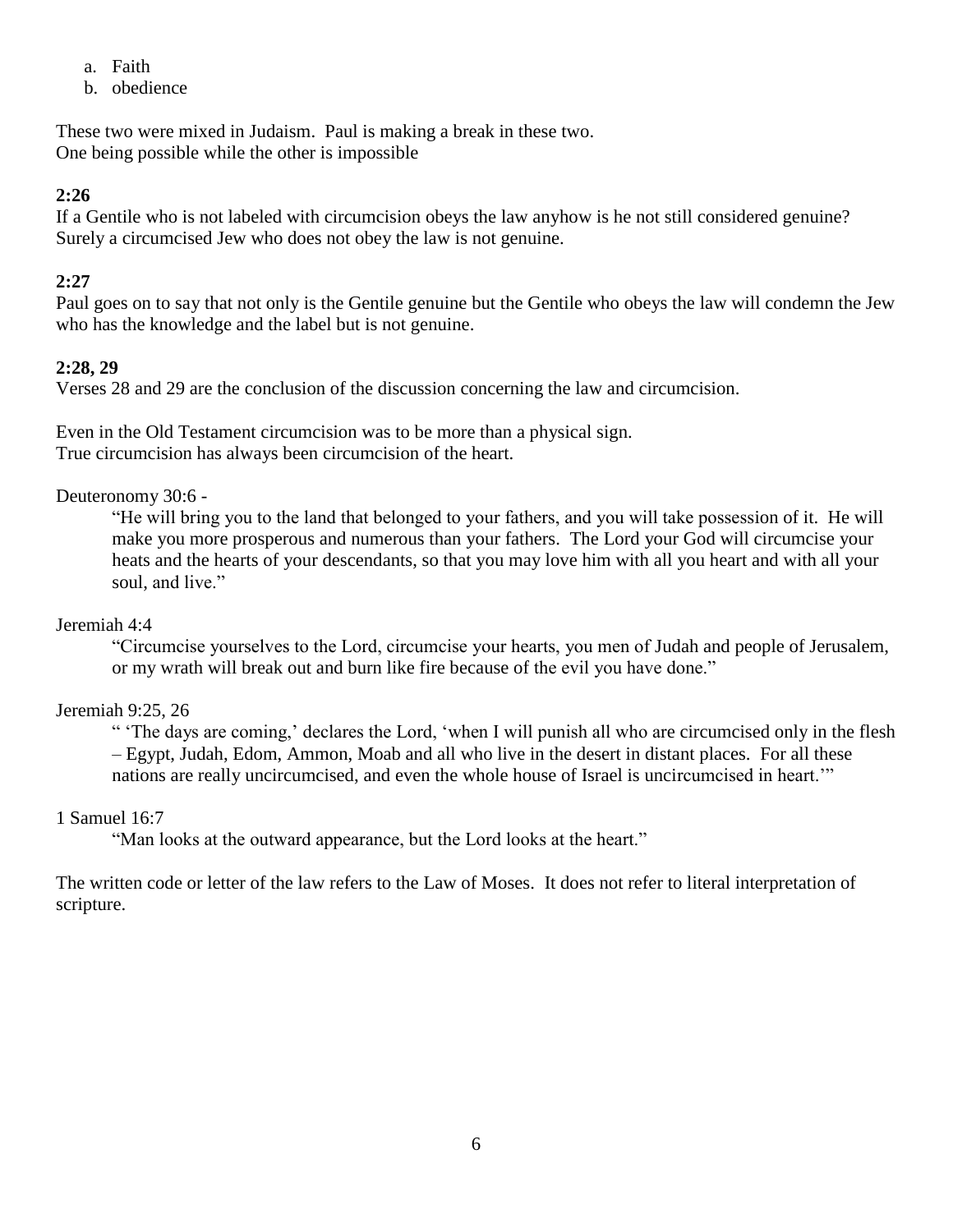a. Faith
b. obedience

These two were mixed in Judaism. Paul is making a break in these two.
One being possible while the other is impossible

**2:26**
If a Gentile who is not labeled with circumcision obeys the law anyhow is he not still considered genuine? Surely a circumcised Jew who does not obey the law is not genuine.

**2:27**
Paul goes on to say that not only is the Gentile genuine but the Gentile who obeys the law will condemn the Jew who has the knowledge and the label but is not genuine.

**2:28, 29**
Verses 28 and 29 are the conclusion of the discussion concerning the law and circumcision.

Even in the Old Testament circumcision was to be more than a physical sign.
True circumcision has always been circumcision of the heart.

Deuteronomy 30:6 -

> "He will bring you to the land that belonged to your fathers, and you will take possession of it. He will make you more prosperous and numerous than your fathers. The Lord your God will circumcise your heats and the hearts of your descendants, so that you may love him with all you heart and with all your soul, and live."

Jeremiah 4:4

> "Circumcise yourselves to the Lord, circumcise your hearts, you men of Judah and people of Jerusalem, or my wrath will break out and burn like fire because of the evil you have done."

Jeremiah 9:25, 26

> " 'The days are coming,' declares the Lord, 'when I will punish all who are circumcised only in the flesh – Egypt, Judah, Edom, Ammon, Moab and all who live in the desert in distant places. For all these nations are really uncircumcised, and even the whole house of Israel is uncircumcised in heart.'"

1 Samuel 16:7

> "Man looks at the outward appearance, but the Lord looks at the heart."

The written code or letter of the law refers to the Law of Moses. It does not refer to literal interpretation of scripture.